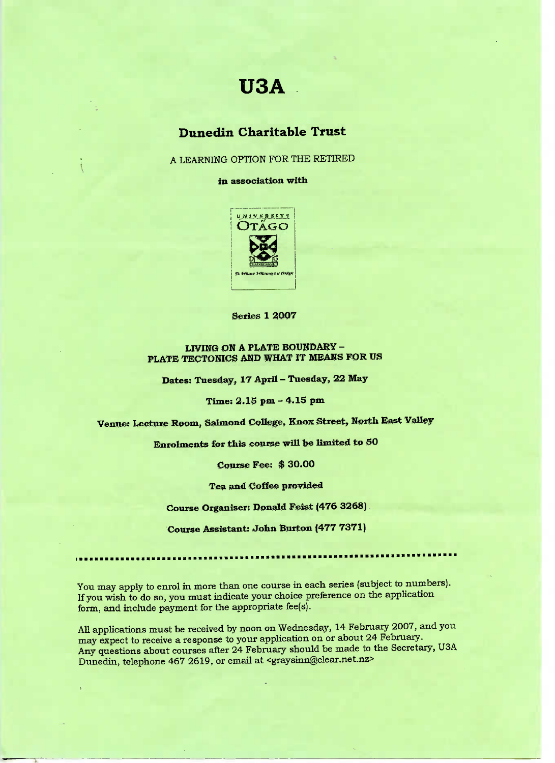# U3A

## Dunedin Charitable Trust

A LEARNING OPTION FOR THE RETIRED

**in association with**

UNIVERSITY of OTAGO

Te Whare Wānanga o Otāgo

**Series 1 2007**

**LIVING ON A PLATE BOUNDARY – PLATE TECTONICS AND WHAT IT MEANS FOR US**

**Dates: Tuesday, 17 April – Tuesday, 22 May**

**Time: 2.15 pm – 4.15 pm**

**Venue: Lecture Room, Salmond College, Knox Street, North East Valley**

**Enrolments for this course will be limited to 50**

**Course Fee: $ 30.00**

**Tea and Coffee provided**

**Course Organiser: Donald Feist (476 3268)**

**Course Assistant: John Burton (477 7371)**

---

You may apply to enrol in more than one course in each series (subject to numbers). If you wish to do so, you must indicate your choice preference on the application form, and include payment for the appropriate fee(s).

All applications must be received by noon on Wednesday, 14 February 2007, and you may expect to receive a response to your application on or about 24 February. Any questions about courses after 24 February should be made to the Secretary, U3A Dunedin, telephone 467 2619, or email at <graysinn@clear.net.nz>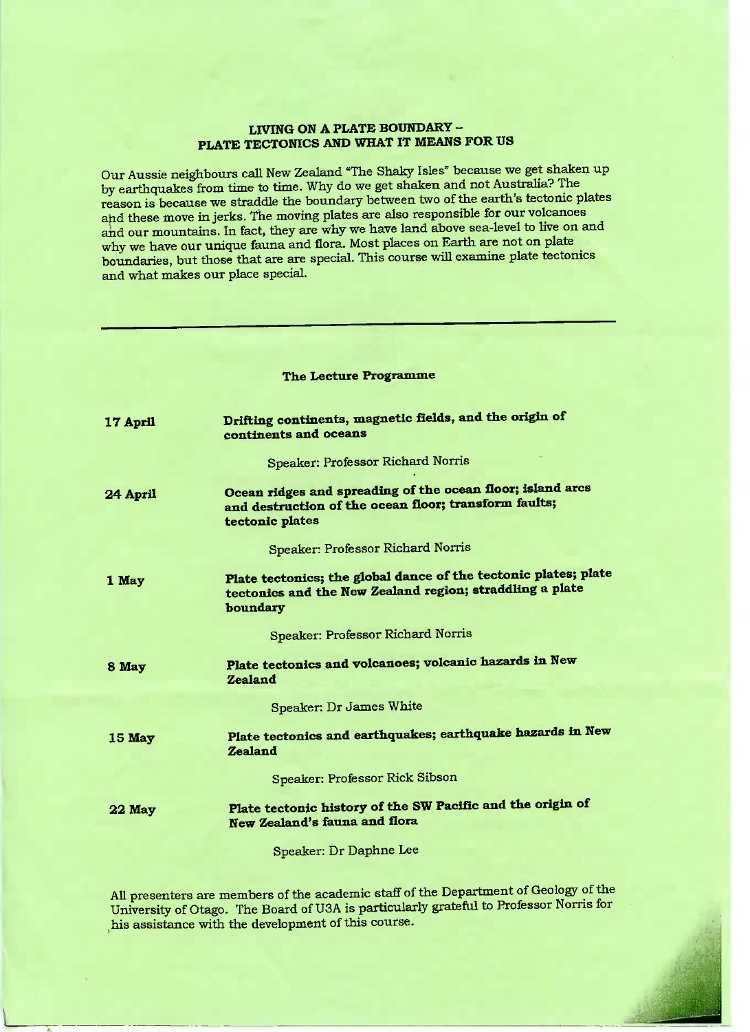## LIVING ON A PLATE BOUNDARY – PLATE TECTONICS AND WHAT IT MEANS FOR US

Our Aussie neighbours call New Zealand "The Shaky Isles" because we get shaken up by earthquakes from time to time. Why do we get shaken and not Australia? The reason is because we straddle the boundary between two of the earth's tectonic plates and these move in jerks. The moving plates are also responsible for our volcanoes and our mountains. In fact, they are why we have land above sea-level to live on and why we have our unique fauna and flora. Most places on Earth are not on plate boundaries, but those that are are special. This course will examine plate tectonics and what makes our place special.

---

### The Lecture Programme

**17 April** — **Drifting continents, magnetic fields, and the origin of continents and oceans**

Speaker: Professor Richard Norris

**24 April** — **Ocean ridges and spreading of the ocean floor; island arcs and destruction of the ocean floor; transform faults; tectonic plates**

Speaker: Professor Richard Norris

**1 May** — **Plate tectonics; the global dance of the tectonic plates; plate tectonics and the New Zealand region; straddling a plate boundary**

Speaker: Professor Richard Norris

**8 May** — **Plate tectonics and volcanoes; volcanic hazards in New Zealand**

Speaker: Dr James White

**15 May** — **Plate tectonics and earthquakes; earthquake hazards in New Zealand**

Speaker: Professor Rick Sibson

**22 May** — **Plate tectonic history of the SW Pacific and the origin of New Zealand's fauna and flora**

Speaker: Dr Daphne Lee

All presenters are members of the academic staff of the Department of Geology of the University of Otago. The Board of U3A is particularly grateful to Professor Norris for his assistance with the development of this course.